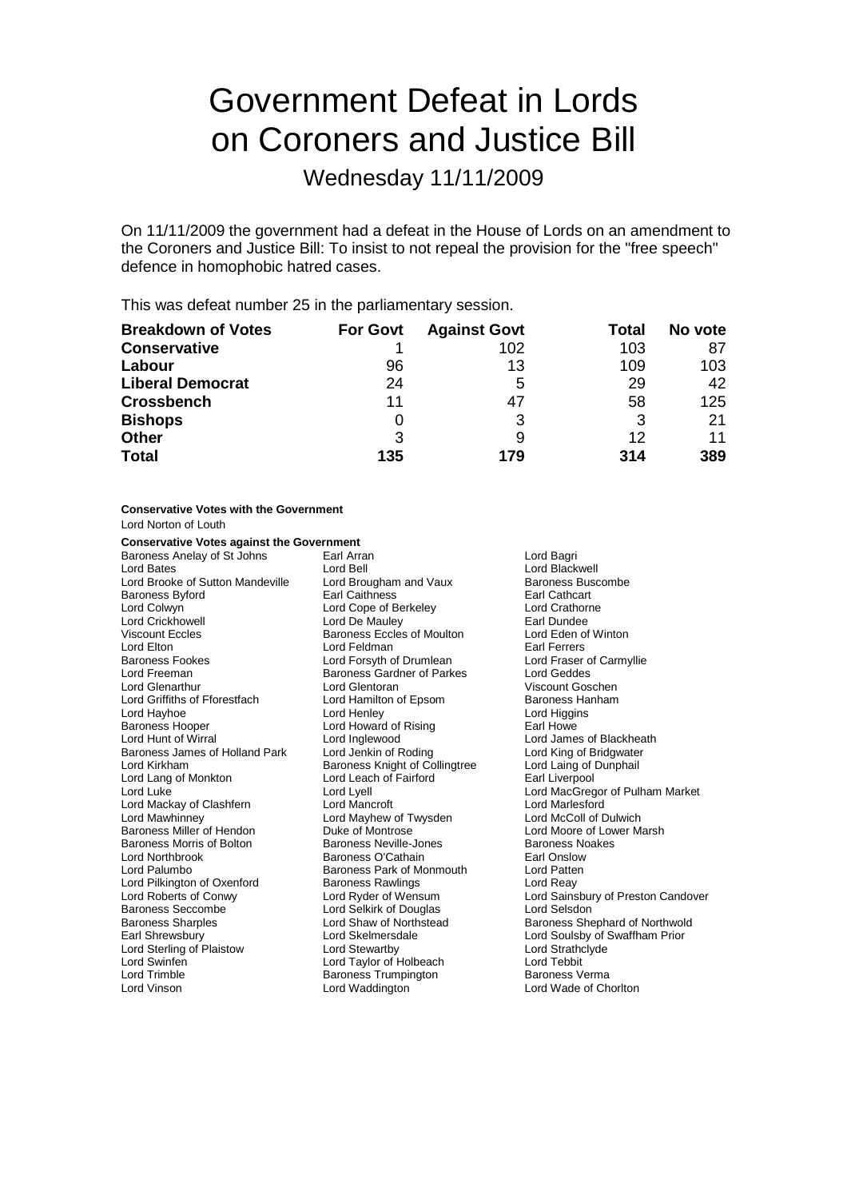# Government Defeat in Lords on Coroners and Justice Bill

## Wednesday 11/11/2009

On 11/11/2009 the government had a defeat in the House of Lords on an amendment to the Coroners and Justice Bill: To insist to not repeal the provision for the "free speech" defence in homophobic hatred cases.

This was defeat number 25 in the parliamentary session.

| Breakdown of Votes | For Govt | Against Govt | Total | No vote |
|---|---|---|---|---|
| **Conservative** | 1 | 102 | 103 | 87 |
| **Labour** | 96 | 13 | 109 | 103 |
| **Liberal Democrat** | 24 | 5 | 29 | 42 |
| **Crossbench** | 11 | 47 | 58 | 125 |
| **Bishops** | 0 | 3 | 3 | 21 |
| **Other** | 3 | 9 | 12 | 11 |
| **Total** | **135** | **179** | **314** | **389** |

**Conservative Votes with the Government**

Lord Norton of Louth

**Conservative Votes against the Government**

Baroness Anelay of St Johns
Earl Arran
Lord Bagri
Lord Bates
Lord Bell
Lord Blackwell
Lord Brooke of Sutton Mandeville
Lord Brougham and Vaux
Baroness Buscombe
Baroness Byford
Earl Caithness
Earl Cathcart
Lord Colwyn
Lord Cope of Berkeley
Lord Crathorne
Lord Crickhowell
Lord De Mauley
Earl Dundee
Viscount Eccles
Baroness Eccles of Moulton
Lord Eden of Winton
Lord Elton
Lord Feldman
Earl Ferrers
Baroness Fookes
Lord Forsyth of Drumlean
Lord Fraser of Carmyllie
Lord Freeman
Baroness Gardner of Parkes
Lord Geddes
Lord Glenarthur
Lord Glentoran
Viscount Goschen
Lord Griffiths of Fforestfach
Lord Hamilton of Epsom
Baroness Hanham
Lord Hayhoe
Lord Henley
Lord Higgins
Baroness Hooper
Lord Howard of Rising
Earl Howe
Lord Hunt of Wirral
Lord Inglewood
Lord James of Blackheath
Baroness James of Holland Park
Lord Jenkin of Roding
Lord King of Bridgwater
Lord Kirkham
Baroness Knight of Collingtree
Lord Laing of Dunphail
Lord Lang of Monkton
Lord Leach of Fairford
Earl Liverpool
Lord Luke
Lord Lyell
Lord MacGregor of Pulham Market
Lord Mackay of Clashfern
Lord Mancroft
Lord Marlesford
Lord Mawhinney
Lord Mayhew of Twysden
Lord McColl of Dulwich
Baroness Miller of Hendon
Duke of Montrose
Lord Moore of Lower Marsh
Baroness Morris of Bolton
Baroness Neville-Jones
Baroness Noakes
Lord Northbrook
Baroness O'Cathain
Earl Onslow
Lord Palumbo
Baroness Park of Monmouth
Lord Patten
Lord Pilkington of Oxenford
Baroness Rawlings
Lord Reay
Lord Roberts of Conwy
Lord Ryder of Wensum
Lord Sainsbury of Preston Candover
Baroness Seccombe
Lord Selkirk of Douglas
Lord Selsdon
Baroness Sharples
Lord Shaw of Northstead
Baroness Shephard of Northwold
Earl Shrewsbury
Lord Skelmersdale
Lord Soulsby of Swaffham Prior
Lord Sterling of Plaistow
Lord Stewartby
Lord Strathclyde
Lord Swinfen
Lord Taylor of Holbeach
Lord Tebbit
Lord Trimble
Baroness Trumpington
Baroness Verma
Lord Vinson
Lord Waddington
Lord Wade of Chorlton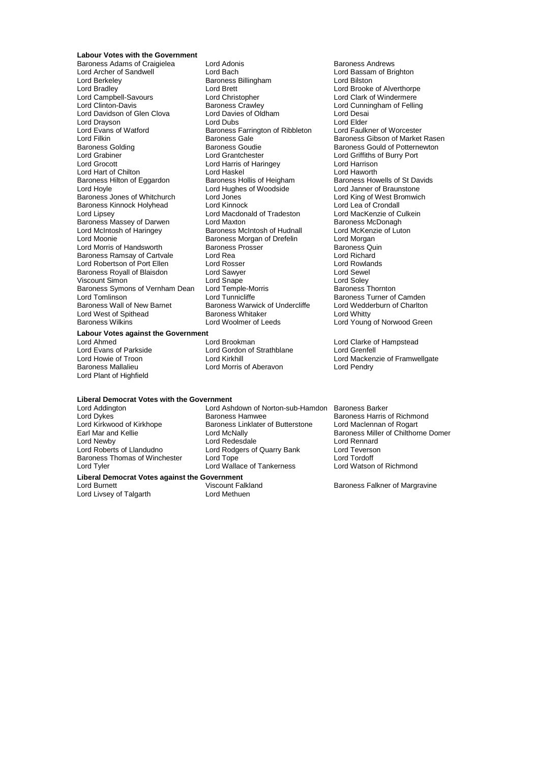**Labour Votes with the Government**

Baroness Adams of Craigielea, Lord Adonis, Baroness Andrews, Lord Archer of Sandwell, Lord Bach, Lord Bassam of Brighton, Lord Berkeley, Baroness Billingham, Lord Bilston, Lord Bradley, Lord Brett, Lord Brooke of Alverthorpe, Lord Campbell-Savours, Lord Christopher, Lord Clark of Windermere, Lord Clinton-Davis, Baroness Crawley, Lord Cunningham of Felling, Lord Davidson of Glen Clova, Lord Davies of Oldham, Lord Desai, Lord Drayson, Lord Dubs, Lord Elder, Lord Evans of Watford, Baroness Farrington of Ribbleton, Lord Faulkner of Worcester, Lord Filkin, Baroness Gale, Baroness Gibson of Market Rasen, Baroness Golding, Baroness Goudie, Baroness Gould of Potternewton, Lord Grabiner, Lord Grantchester, Lord Griffiths of Burry Port, Lord Grocott, Lord Harris of Haringey, Lord Harrison, Lord Hart of Chilton, Lord Haskel, Lord Haworth, Baroness Hilton of Eggardon, Baroness Hollis of Heigham, Baroness Howells of St Davids, Lord Hoyle, Lord Hughes of Woodside, Lord Janner of Braunstone, Baroness Jones of Whitchurch, Lord Jones, Lord King of West Bromwich, Baroness Kinnock Holyhead, Lord Kinnock, Lord Lea of Crondall, Lord Lipsey, Lord Macdonald of Tradeston, Lord MacKenzie of Culkein, Baroness Massey of Darwen, Lord Maxton, Baroness McDonagh, Lord McIntosh of Haringey, Baroness McIntosh of Hudnall, Lord McKenzie of Luton, Lord Moonie, Baroness Morgan of Drefelin, Lord Morgan, Lord Morris of Handsworth, Baroness Prosser, Baroness Quin, Baroness Ramsay of Cartvale, Lord Rea, Lord Richard, Lord Robertson of Port Ellen, Lord Rosser, Lord Rowlands, Baroness Royall of Blaisdon, Lord Sawyer, Lord Sewel, Viscount Simon, Lord Snape, Lord Soley, Baroness Symons of Vernham Dean, Lord Temple-Morris, Baroness Thornton, Lord Tomlinson, Lord Tunnicliffe, Baroness Turner of Camden, Baroness Wall of New Barnet, Baroness Warwick of Undercliffe, Lord Wedderburn of Charlton, Lord West of Spithead, Baroness Whitaker, Lord Whitty, Baroness Wilkins, Lord Woolmer of Leeds, Lord Young of Norwood Green

**Labour Votes against the Government**

Lord Ahmed, Lord Brookman, Lord Clarke of Hampstead, Lord Evans of Parkside, Lord Gordon of Strathblane, Lord Grenfell, Lord Howie of Troon, Lord Kirkhill, Lord Mackenzie of Framwellgate, Baroness Mallalieu, Lord Morris of Aberavon, Lord Pendry, Lord Plant of Highfield

**Liberal Democrat Votes with the Government**

Lord Addington, Lord Ashdown of Norton-sub-Hamdon, Baroness Barker, Lord Dykes, Baroness Hamwee, Baroness Harris of Richmond, Lord Kirkwood of Kirkhope, Baroness Linklater of Butterstone, Lord Maclennan of Rogart, Earl Mar and Kellie, Lord McNally, Baroness Miller of Chilthorne Domer, Lord Newby, Lord Redesdale, Lord Rennard, Lord Roberts of Llandudno, Lord Rodgers of Quarry Bank, Lord Teverson, Baroness Thomas of Winchester, Lord Tope, Lord Tordoff, Lord Tyler, Lord Wallace of Tankerness, Lord Watson of Richmond

**Liberal Democrat Votes against the Government**

Lord Burnett, Viscount Falkland, Baroness Falkner of Margravine, Lord Livsey of Talgarth, Lord Methuen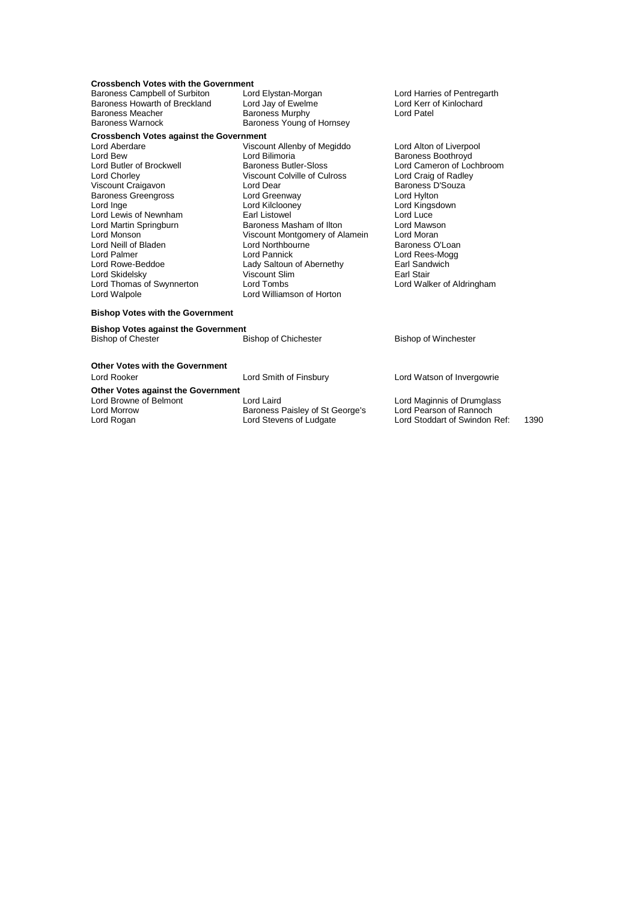**Crossbench Votes with the Government**

Baroness Campbell of Surbiton, Lord Elystan-Morgan, Lord Harries of Pentregarth, Baroness Howarth of Breckland, Lord Jay of Ewelme, Lord Kerr of Kinlochard, Baroness Meacher, Baroness Murphy, Lord Patel, Baroness Warnock, Baroness Young of Hornsey

**Crossbench Votes against the Government**

Lord Aberdare, Viscount Allenby of Megiddo, Lord Alton of Liverpool, Lord Bew, Lord Bilimoria, Baroness Boothroyd, Lord Butler of Brockwell, Baroness Butler-Sloss, Lord Cameron of Lochbroom, Lord Chorley, Viscount Colville of Culross, Lord Craig of Radley, Viscount Craigavon, Lord Dear, Baroness D'Souza, Baroness Greengross, Lord Greenway, Lord Hylton, Lord Inge, Lord Kilclooney, Lord Kingsdown, Lord Lewis of Newnham, Earl Listowel, Lord Luce, Lord Martin Springburn, Baroness Masham of Ilton, Lord Mawson, Lord Monson, Viscount Montgomery of Alamein, Lord Moran, Lord Neill of Bladen, Lord Northbourne, Baroness O'Loan, Lord Palmer, Lord Pannick, Lord Rees-Mogg, Lord Rowe-Beddoe, Lady Saltoun of Abernethy, Earl Sandwich, Lord Skidelsky, Viscount Slim, Earl Stair, Lord Thomas of Swynnerton, Lord Tombs, Lord Walker of Aldringham, Lord Walpole, Lord Williamson of Horton

**Bishop Votes with the Government**

**Bishop Votes against the Government**

Bishop of Chester, Bishop of Chichester, Bishop of Winchester

**Other Votes with the Government**

Lord Rooker, Lord Smith of Finsbury, Lord Watson of Invergowrie

**Other Votes against the Government**

Lord Browne of Belmont, Lord Laird, Lord Maginnis of Drumglass, Lord Morrow, Baroness Paisley of St George's, Lord Pearson of Rannoch, Lord Rogan, Lord Stevens of Ludgate, Lord Stoddart of Swindon

Ref: 1390